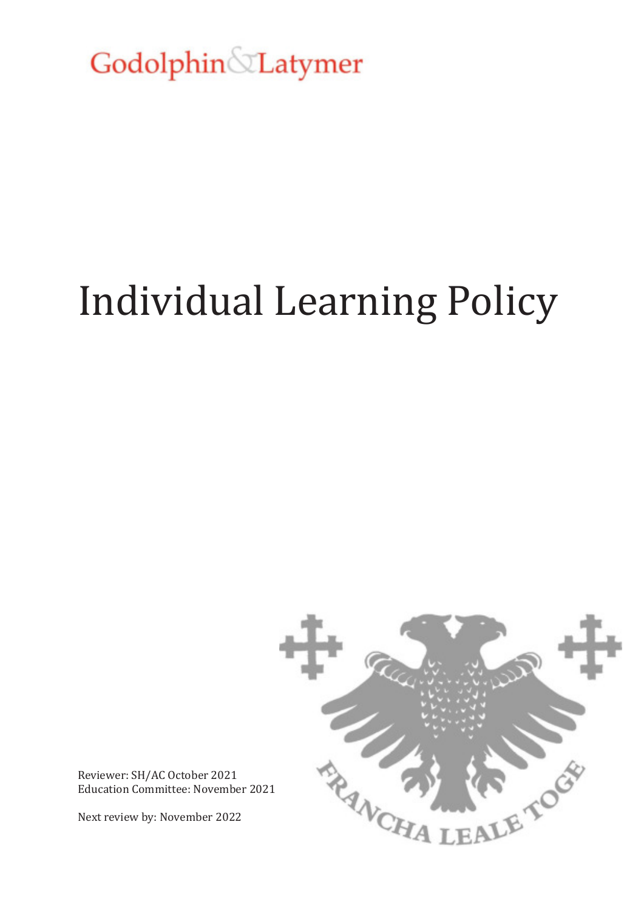Godolphin & Latymer

# Individual Learning Policy

Reviewer: SH/AC October 2021
Education Committee: November 2021

Next review by: November 2022

FRANCHA LEALE TOGE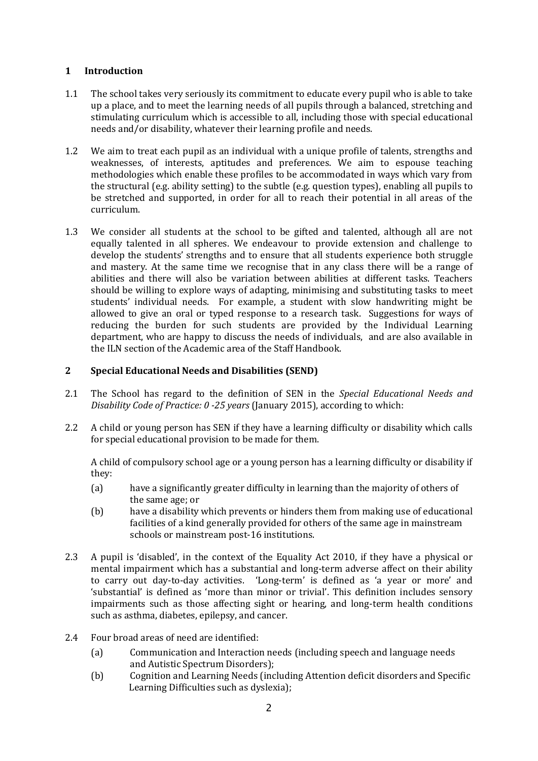## 1 Introduction

1.1 The school takes very seriously its commitment to educate every pupil who is able to take up a place, and to meet the learning needs of all pupils through a balanced, stretching and stimulating curriculum which is accessible to all, including those with special educational needs and/or disability, whatever their learning profile and needs.

1.2 We aim to treat each pupil as an individual with a unique profile of talents, strengths and weaknesses, of interests, aptitudes and preferences. We aim to espouse teaching methodologies which enable these profiles to be accommodated in ways which vary from the structural (e.g. ability setting) to the subtle (e.g. question types), enabling all pupils to be stretched and supported, in order for all to reach their potential in all areas of the curriculum.

1.3 We consider all students at the school to be gifted and talented, although all are not equally talented in all spheres. We endeavour to provide extension and challenge to develop the students' strengths and to ensure that all students experience both struggle and mastery. At the same time we recognise that in any class there will be a range of abilities and there will also be variation between abilities at different tasks. Teachers should be willing to explore ways of adapting, minimising and substituting tasks to meet students' individual needs. For example, a student with slow handwriting might be allowed to give an oral or typed response to a research task. Suggestions for ways of reducing the burden for such students are provided by the Individual Learning department, who are happy to discuss the needs of individuals, and are also available in the ILN section of the Academic area of the Staff Handbook.

## 2 Special Educational Needs and Disabilities (SEND)

2.1 The School has regard to the definition of SEN in the *Special Educational Needs and Disability Code of Practice: 0 -25 years* (January 2015), according to which:

2.2 A child or young person has SEN if they have a learning difficulty or disability which calls for special educational provision to be made for them.

A child of compulsory school age or a young person has a learning difficulty or disability if they:

(a) have a significantly greater difficulty in learning than the majority of others of the same age; or

(b) have a disability which prevents or hinders them from making use of educational facilities of a kind generally provided for others of the same age in mainstream schools or mainstream post-16 institutions.

2.3 A pupil is 'disabled', in the context of the Equality Act 2010, if they have a physical or mental impairment which has a substantial and long-term adverse affect on their ability to carry out day-to-day activities. 'Long-term' is defined as 'a year or more' and 'substantial' is defined as 'more than minor or trivial'. This definition includes sensory impairments such as those affecting sight or hearing, and long-term health conditions such as asthma, diabetes, epilepsy, and cancer.

2.4 Four broad areas of need are identified:

(a) Communication and Interaction needs (including speech and language needs and Autistic Spectrum Disorders);

(b) Cognition and Learning Needs (including Attention deficit disorders and Specific Learning Difficulties such as dyslexia);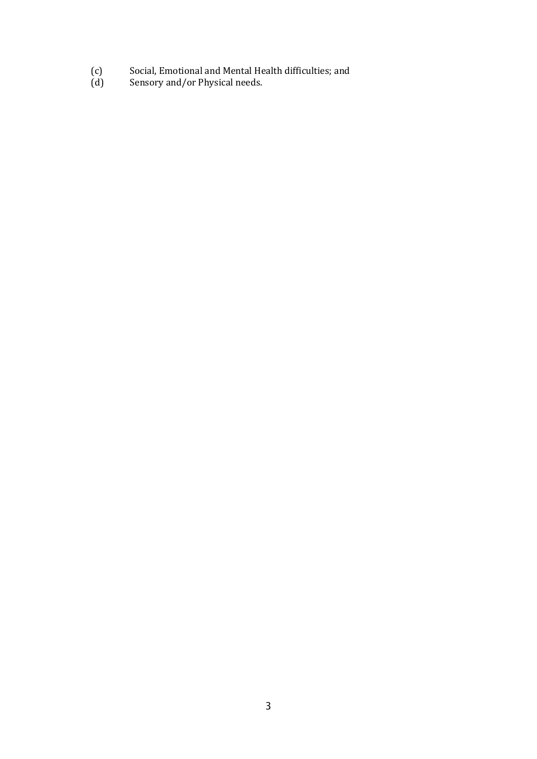(c) Social, Emotional and Mental Health difficulties; and
(d) Sensory and/or Physical needs.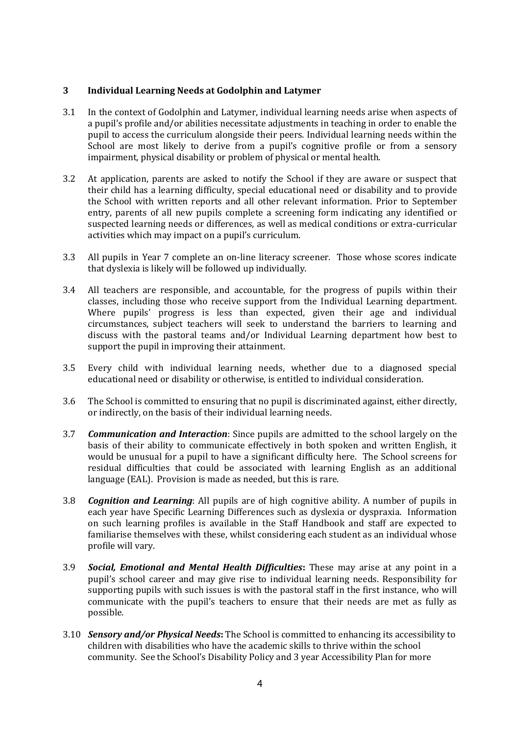## 3 Individual Learning Needs at Godolphin and Latymer

3.1 In the context of Godolphin and Latymer, individual learning needs arise when aspects of a pupil's profile and/or abilities necessitate adjustments in teaching in order to enable the pupil to access the curriculum alongside their peers. Individual learning needs within the School are most likely to derive from a pupil's cognitive profile or from a sensory impairment, physical disability or problem of physical or mental health.

3.2 At application, parents are asked to notify the School if they are aware or suspect that their child has a learning difficulty, special educational need or disability and to provide the School with written reports and all other relevant information. Prior to September entry, parents of all new pupils complete a screening form indicating any identified or suspected learning needs or differences, as well as medical conditions or extra-curricular activities which may impact on a pupil's curriculum.

3.3 All pupils in Year 7 complete an on-line literacy screener. Those whose scores indicate that dyslexia is likely will be followed up individually.

3.4 All teachers are responsible, and accountable, for the progress of pupils within their classes, including those who receive support from the Individual Learning department. Where pupils' progress is less than expected, given their age and individual circumstances, subject teachers will seek to understand the barriers to learning and discuss with the pastoral teams and/or Individual Learning department how best to support the pupil in improving their attainment.

3.5 Every child with individual learning needs, whether due to a diagnosed special educational need or disability or otherwise, is entitled to individual consideration.

3.6 The School is committed to ensuring that no pupil is discriminated against, either directly, or indirectly, on the basis of their individual learning needs.

3.7 ***Communication and Interaction***: Since pupils are admitted to the school largely on the basis of their ability to communicate effectively in both spoken and written English, it would be unusual for a pupil to have a significant difficulty here. The School screens for residual difficulties that could be associated with learning English as an additional language (EAL). Provision is made as needed, but this is rare.

3.8 ***Cognition and Learning***: All pupils are of high cognitive ability. A number of pupils in each year have Specific Learning Differences such as dyslexia or dyspraxia. Information on such learning profiles is available in the Staff Handbook and staff are expected to familiarise themselves with these, whilst considering each student as an individual whose profile will vary.

3.9 ***Social, Emotional and Mental Health Difficulties*****:** These may arise at any point in a pupil's school career and may give rise to individual learning needs. Responsibility for supporting pupils with such issues is with the pastoral staff in the first instance, who will communicate with the pupil's teachers to ensure that their needs are met as fully as possible.

3.10 ***Sensory and/or Physical Needs*****:** The School is committed to enhancing its accessibility to children with disabilities who have the academic skills to thrive within the school community. See the School's Disability Policy and 3 year Accessibility Plan for more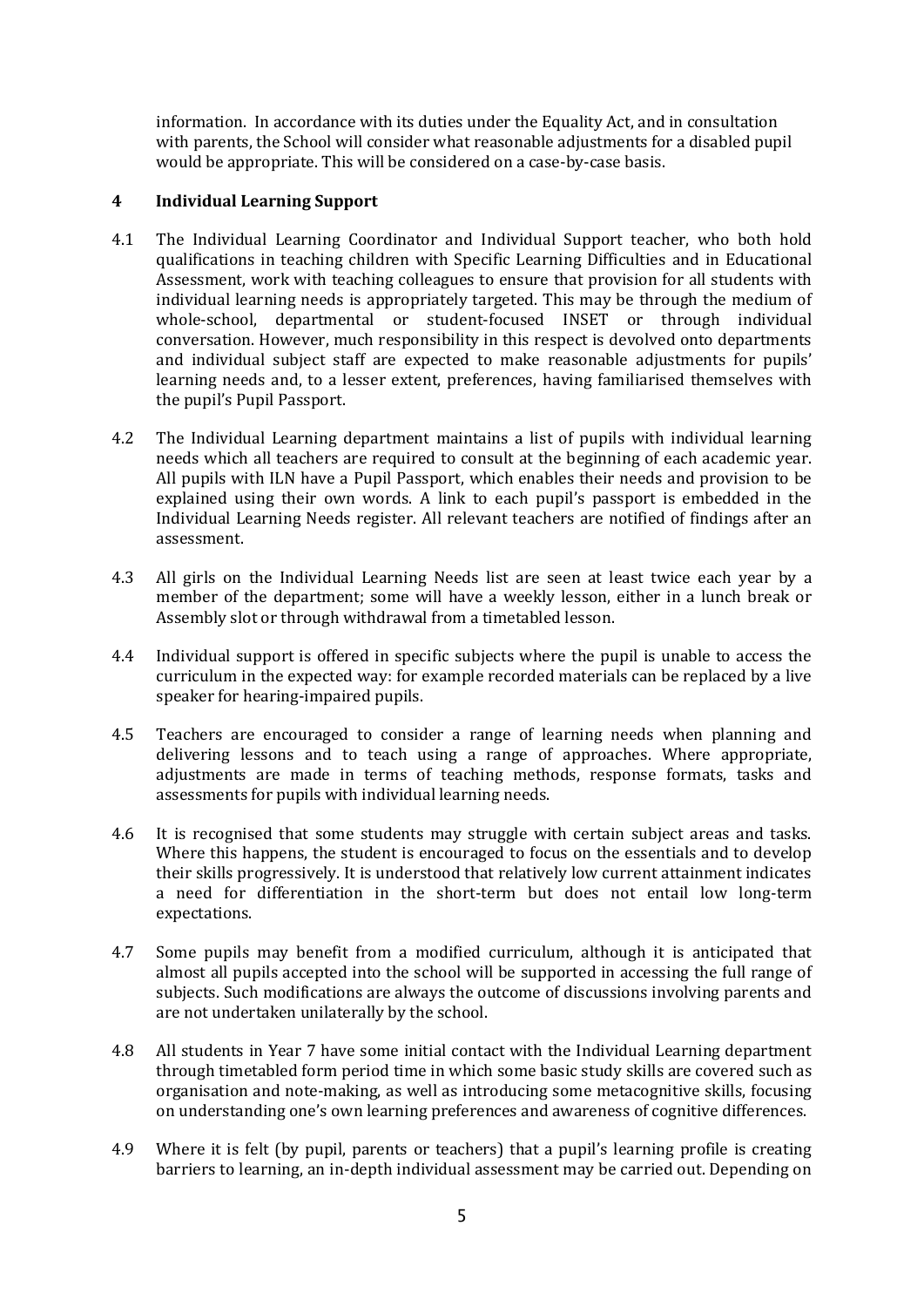information. In accordance with its duties under the Equality Act, and in consultation with parents, the School will consider what reasonable adjustments for a disabled pupil would be appropriate. This will be considered on a case-by-case basis.

## 4 Individual Learning Support

4.1 The Individual Learning Coordinator and Individual Support teacher, who both hold qualifications in teaching children with Specific Learning Difficulties and in Educational Assessment, work with teaching colleagues to ensure that provision for all students with individual learning needs is appropriately targeted. This may be through the medium of whole-school, departmental or student-focused INSET or through individual conversation. However, much responsibility in this respect is devolved onto departments and individual subject staff are expected to make reasonable adjustments for pupils' learning needs and, to a lesser extent, preferences, having familiarised themselves with the pupil's Pupil Passport.

4.2 The Individual Learning department maintains a list of pupils with individual learning needs which all teachers are required to consult at the beginning of each academic year. All pupils with ILN have a Pupil Passport, which enables their needs and provision to be explained using their own words. A link to each pupil's passport is embedded in the Individual Learning Needs register. All relevant teachers are notified of findings after an assessment.

4.3 All girls on the Individual Learning Needs list are seen at least twice each year by a member of the department; some will have a weekly lesson, either in a lunch break or Assembly slot or through withdrawal from a timetabled lesson.

4.4 Individual support is offered in specific subjects where the pupil is unable to access the curriculum in the expected way: for example recorded materials can be replaced by a live speaker for hearing-impaired pupils.

4.5 Teachers are encouraged to consider a range of learning needs when planning and delivering lessons and to teach using a range of approaches. Where appropriate, adjustments are made in terms of teaching methods, response formats, tasks and assessments for pupils with individual learning needs.

4.6 It is recognised that some students may struggle with certain subject areas and tasks. Where this happens, the student is encouraged to focus on the essentials and to develop their skills progressively. It is understood that relatively low current attainment indicates a need for differentiation in the short-term but does not entail low long-term expectations.

4.7 Some pupils may benefit from a modified curriculum, although it is anticipated that almost all pupils accepted into the school will be supported in accessing the full range of subjects. Such modifications are always the outcome of discussions involving parents and are not undertaken unilaterally by the school.

4.8 All students in Year 7 have some initial contact with the Individual Learning department through timetabled form period time in which some basic study skills are covered such as organisation and note-making, as well as introducing some metacognitive skills, focusing on understanding one's own learning preferences and awareness of cognitive differences.

4.9 Where it is felt (by pupil, parents or teachers) that a pupil's learning profile is creating barriers to learning, an in-depth individual assessment may be carried out. Depending on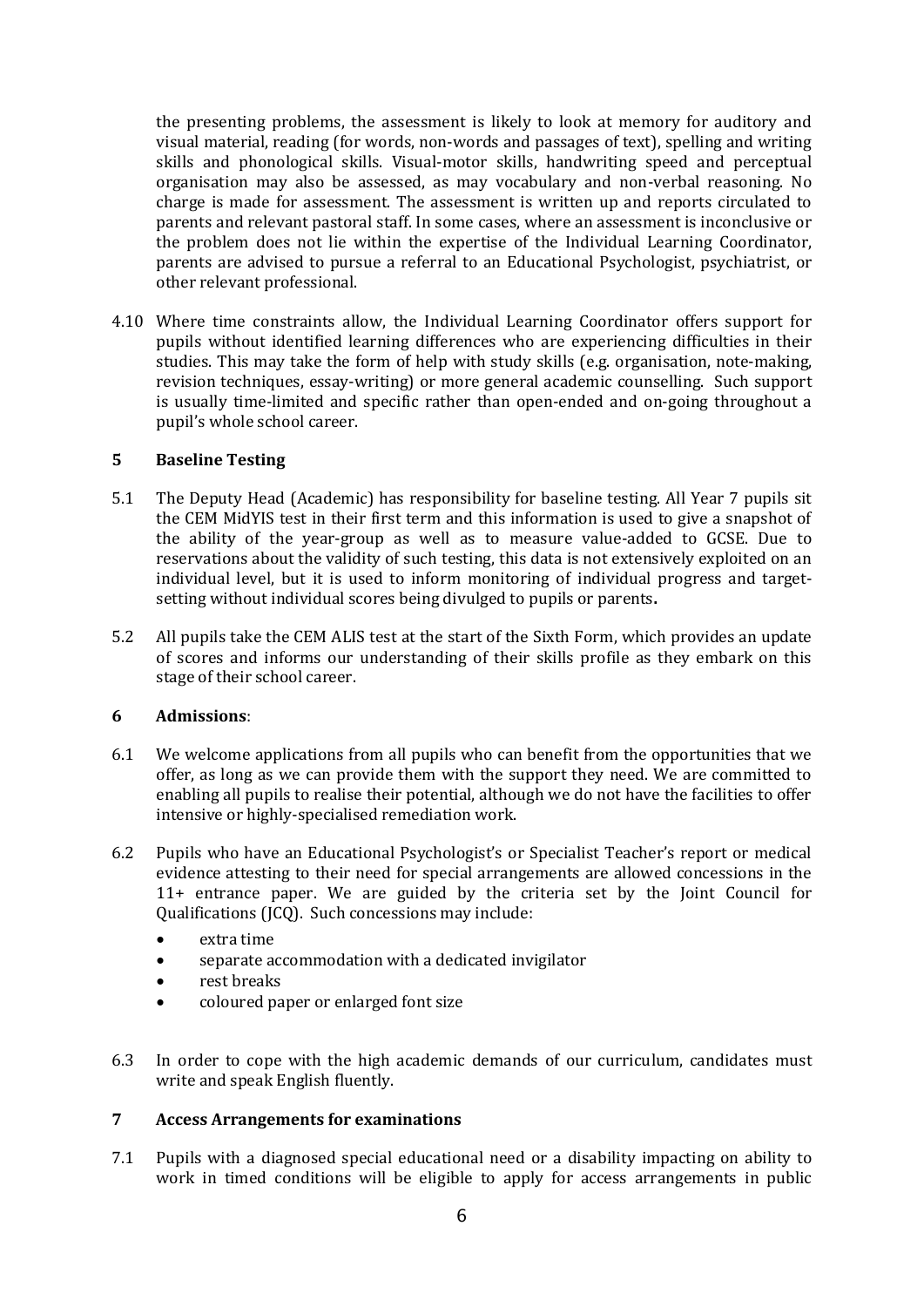the presenting problems, the assessment is likely to look at memory for auditory and visual material, reading (for words, non-words and passages of text), spelling and writing skills and phonological skills. Visual-motor skills, handwriting speed and perceptual organisation may also be assessed, as may vocabulary and non-verbal reasoning. No charge is made for assessment. The assessment is written up and reports circulated to parents and relevant pastoral staff. In some cases, where an assessment is inconclusive or the problem does not lie within the expertise of the Individual Learning Coordinator, parents are advised to pursue a referral to an Educational Psychologist, psychiatrist, or other relevant professional.

4.10 Where time constraints allow, the Individual Learning Coordinator offers support for pupils without identified learning differences who are experiencing difficulties in their studies. This may take the form of help with study skills (e.g. organisation, note-making, revision techniques, essay-writing) or more general academic counselling. Such support is usually time-limited and specific rather than open-ended and on-going throughout a pupil's whole school career.

## 5 Baseline Testing

5.1 The Deputy Head (Academic) has responsibility for baseline testing. All Year 7 pupils sit the CEM MidYIS test in their first term and this information is used to give a snapshot of the ability of the year-group as well as to measure value-added to GCSE. Due to reservations about the validity of such testing, this data is not extensively exploited on an individual level, but it is used to inform monitoring of individual progress and target-setting without individual scores being divulged to pupils or parents**.**

5.2 All pupils take the CEM ALIS test at the start of the Sixth Form, which provides an update of scores and informs our understanding of their skills profile as they embark on this stage of their school career.

## 6 Admissions:

6.1 We welcome applications from all pupils who can benefit from the opportunities that we offer, as long as we can provide them with the support they need. We are committed to enabling all pupils to realise their potential, although we do not have the facilities to offer intensive or highly-specialised remediation work.

6.2 Pupils who have an Educational Psychologist's or Specialist Teacher's report or medical evidence attesting to their need for special arrangements are allowed concessions in the 11+ entrance paper. We are guided by the criteria set by the Joint Council for Qualifications (JCQ). Such concessions may include:

- extra time
- separate accommodation with a dedicated invigilator
- rest breaks
- coloured paper or enlarged font size

6.3 In order to cope with the high academic demands of our curriculum, candidates must write and speak English fluently.

## 7 Access Arrangements for examinations

7.1 Pupils with a diagnosed special educational need or a disability impacting on ability to work in timed conditions will be eligible to apply for access arrangements in public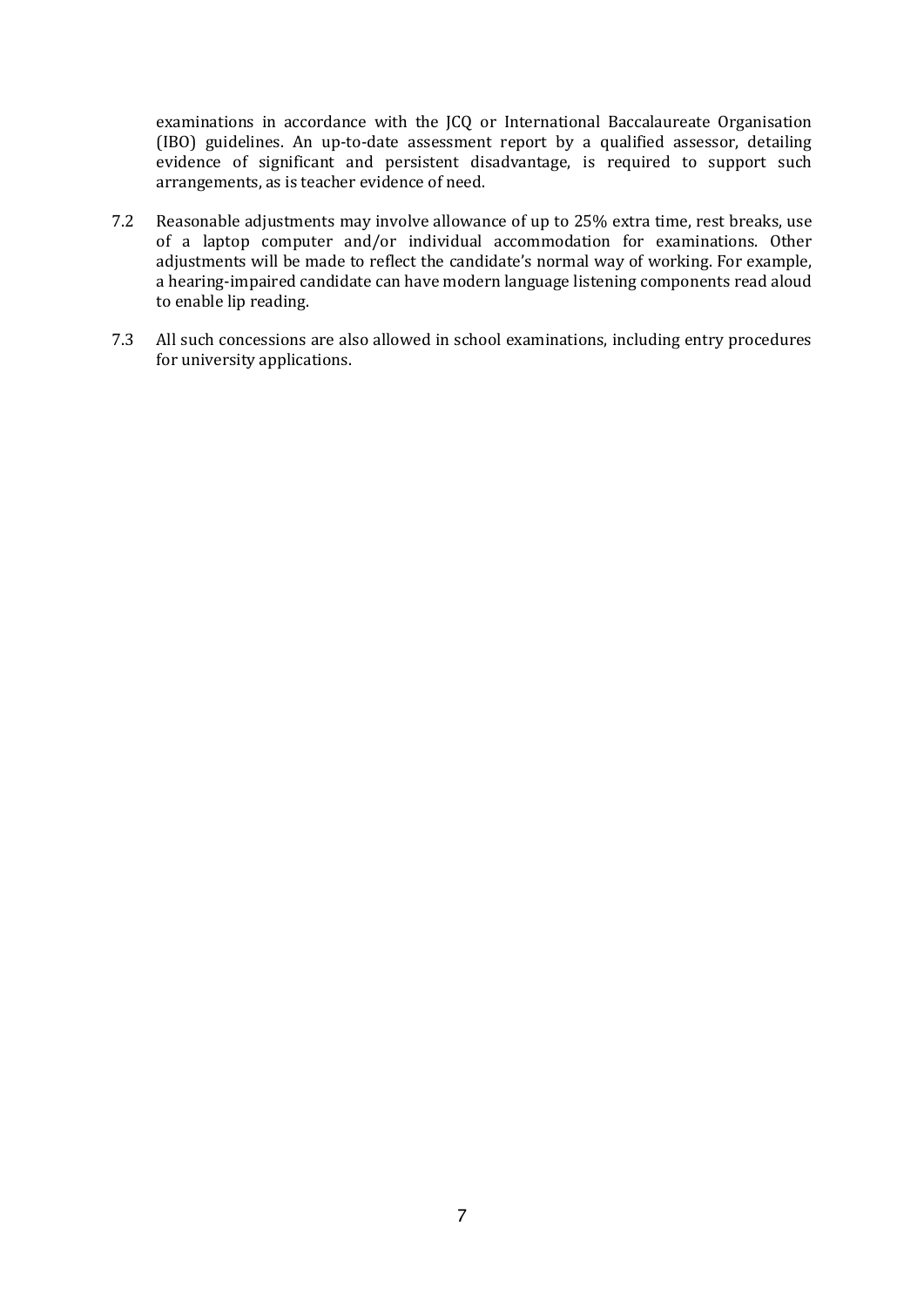examinations in accordance with the JCQ or International Baccalaureate Organisation (IBO) guidelines. An up-to-date assessment report by a qualified assessor, detailing evidence of significant and persistent disadvantage, is required to support such arrangements, as is teacher evidence of need.

7.2 Reasonable adjustments may involve allowance of up to 25% extra time, rest breaks, use of a laptop computer and/or individual accommodation for examinations. Other adjustments will be made to reflect the candidate's normal way of working. For example, a hearing-impaired candidate can have modern language listening components read aloud to enable lip reading.

7.3 All such concessions are also allowed in school examinations, including entry procedures for university applications.